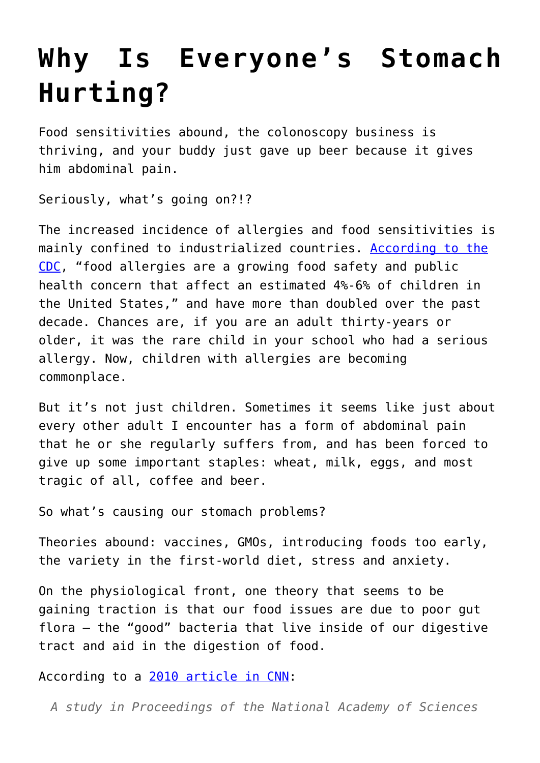# Why Is Everyone's Stomach Hurting?

Food sensitivities abound, the colonoscopy business is thriving, and your buddy just gave up beer because it gives him abdominal pain.

Seriously, what's going on?!?

The increased incidence of allergies and food sensitivities is mainly confined to industrialized countries. [According to the CDC](), "food allergies are a growing food safety and public health concern that affect an estimated 4%-6% of children in the United States," and have more than doubled over the past decade. Chances are, if you are an adult thirty-years or older, it was the rare child in your school who had a serious allergy. Now, children with allergies are becoming commonplace.

But it's not just children. Sometimes it seems like just about every other adult I encounter has a form of abdominal pain that he or she regularly suffers from, and has been forced to give up some important staples: wheat, milk, eggs, and most tragic of all, coffee and beer.

So what's causing our stomach problems?

Theories abound: vaccines, GMOs, introducing foods too early, the variety in the first-world diet, stress and anxiety.

On the physiological front, one theory that seems to be gaining traction is that our food issues are due to poor gut flora – the "good" bacteria that live inside of our digestive tract and aid in the digestion of food.

According to a [2010 article in CNN]():

> *A study in Proceedings of the National Academy of Sciences*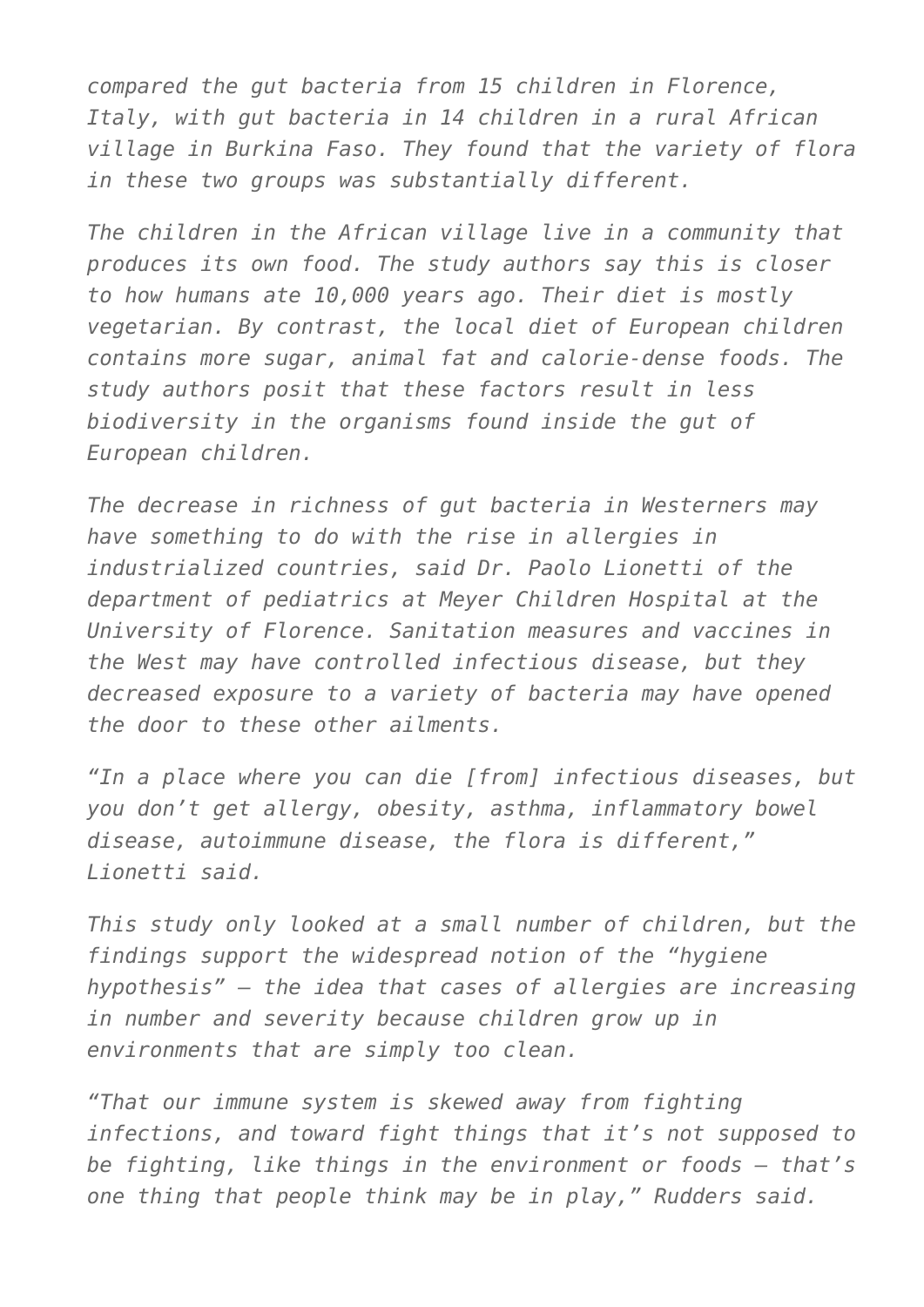*compared the gut bacteria from 15 children in Florence, Italy, with gut bacteria in 14 children in a rural African village in Burkina Faso. They found that the variety of flora in these two groups was substantially different.*

*The children in the African village live in a community that produces its own food. The study authors say this is closer to how humans ate 10,000 years ago. Their diet is mostly vegetarian. By contrast, the local diet of European children contains more sugar, animal fat and calorie-dense foods. The study authors posit that these factors result in less biodiversity in the organisms found inside the gut of European children.*

*The decrease in richness of gut bacteria in Westerners may have something to do with the rise in allergies in industrialized countries, said Dr. Paolo Lionetti of the department of pediatrics at Meyer Children Hospital at the University of Florence. Sanitation measures and vaccines in the West may have controlled infectious disease, but they decreased exposure to a variety of bacteria may have opened the door to these other ailments.*

*"In a place where you can die [from] infectious diseases, but you don't get allergy, obesity, asthma, inflammatory bowel disease, autoimmune disease, the flora is different," Lionetti said.*

*This study only looked at a small number of children, but the findings support the widespread notion of the "hygiene hypothesis" – the idea that cases of allergies are increasing in number and severity because children grow up in environments that are simply too clean.*

*"That our immune system is skewed away from fighting infections, and toward fight things that it's not supposed to be fighting, like things in the environment or foods – that's one thing that people think may be in play," Rudders said.*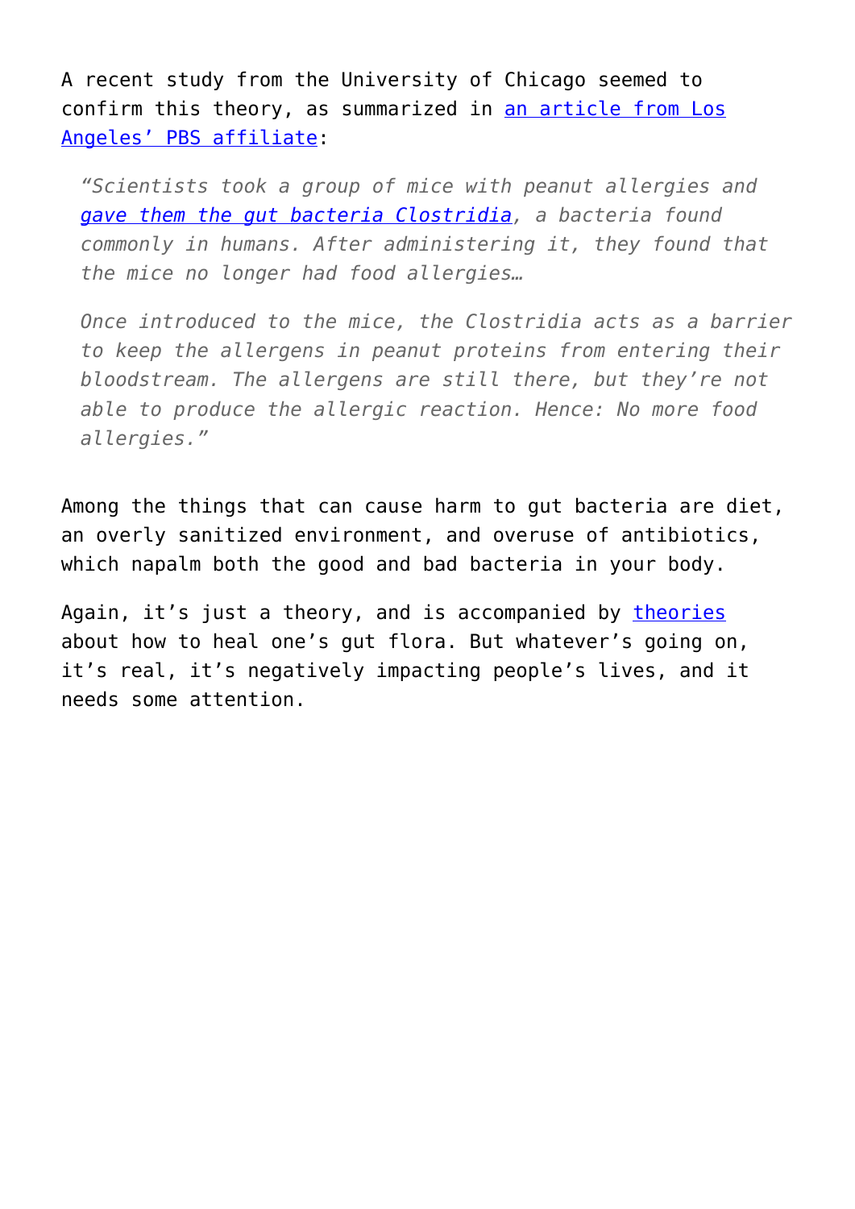A recent study from the University of Chicago seemed to confirm this theory, as summarized in [an article from Los Angeles' PBS affiliate](#):

> *"Scientists took a group of mice with peanut allergies and [gave them the gut bacteria Clostridia](#), a bacteria found commonly in humans. After administering it, they found that the mice no longer had food allergies…*
>
> *Once introduced to the mice, the Clostridia acts as a barrier to keep the allergens in peanut proteins from entering their bloodstream. The allergens are still there, but they're not able to produce the allergic reaction. Hence: No more food allergies."*

Among the things that can cause harm to gut bacteria are diet, an overly sanitized environment, and overuse of antibiotics, which napalm both the good and bad bacteria in your body.

Again, it's just a theory, and is accompanied by [theories](#) about how to heal one's gut flora. But whatever's going on, it's real, it's negatively impacting people's lives, and it needs some attention.